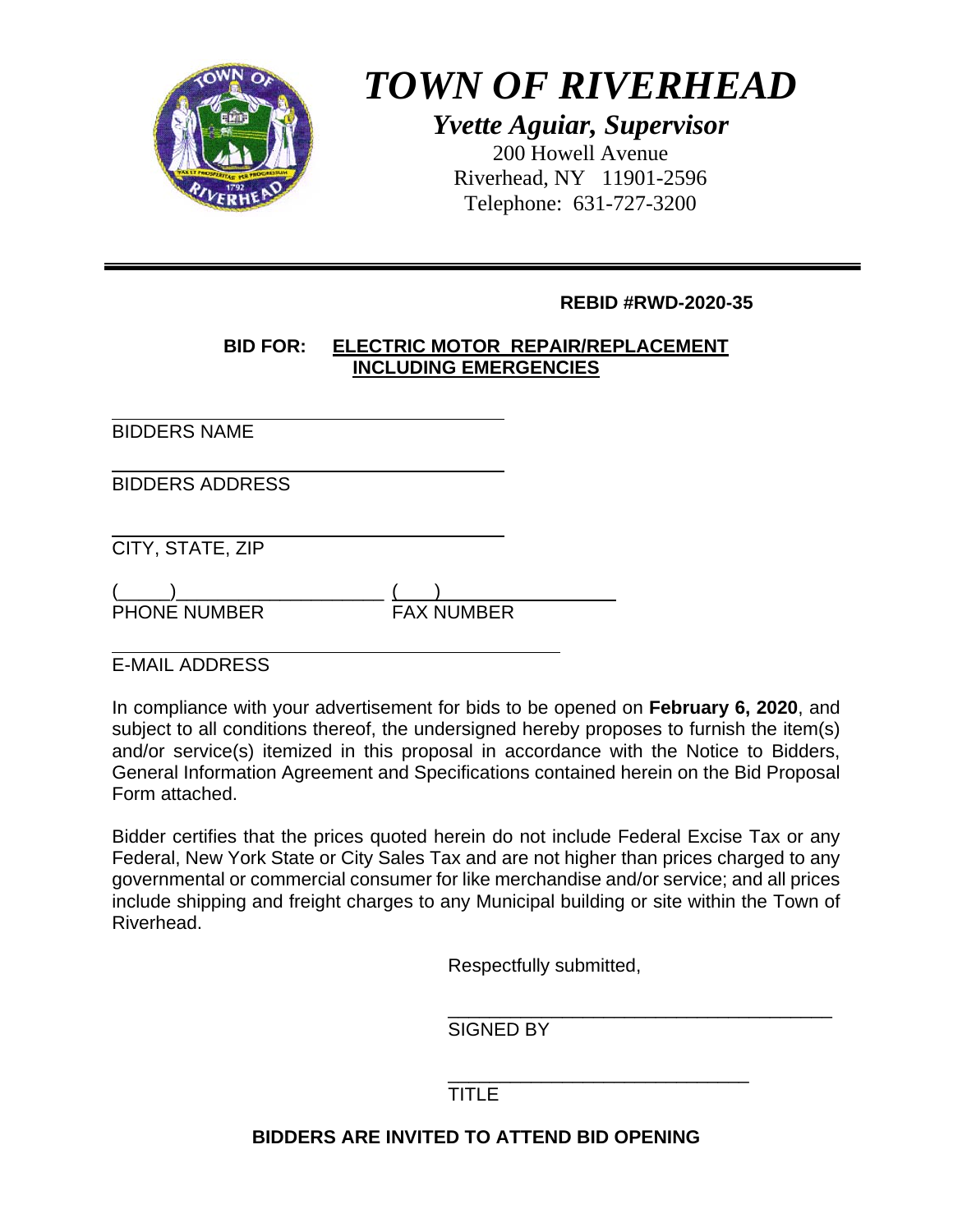# *TOWN OF RIVERHEAD*

***Yvette Aguiar, Supervisor***

200 Howell Avenue
Riverhead, NY 11901-2596
Telephone: 631-727-3200

---

**REBID #RWD-2020-35**

**BID FOR: <u>ELECTRIC MOTOR REPAIR/REPLACEMENT INCLUDING EMERGENCIES</u>**

______________________________________
BIDDERS NAME

______________________________________
BIDDERS ADDRESS

______________________________________
CITY, STATE, ZIP

(_____)____________________ (___)_________________
PHONE NUMBER FAX NUMBER

____________________________________________
E-MAIL ADDRESS

In compliance with your advertisement for bids to be opened on **February 6, 2020**, and subject to all conditions thereof, the undersigned hereby proposes to furnish the item(s) and/or service(s) itemized in this proposal in accordance with the Notice to Bidders, General Information Agreement and Specifications contained herein on the Bid Proposal Form attached.

Bidder certifies that the prices quoted herein do not include Federal Excise Tax or any Federal, New York State or City Sales Tax and are not higher than prices charged to any governmental or commercial consumer for like merchandise and/or service; and all prices include shipping and freight charges to any Municipal building or site within the Town of Riverhead.

Respectfully submitted,

______________________________________
SIGNED BY

______________________________
TITLE

**BIDDERS ARE INVITED TO ATTEND BID OPENING**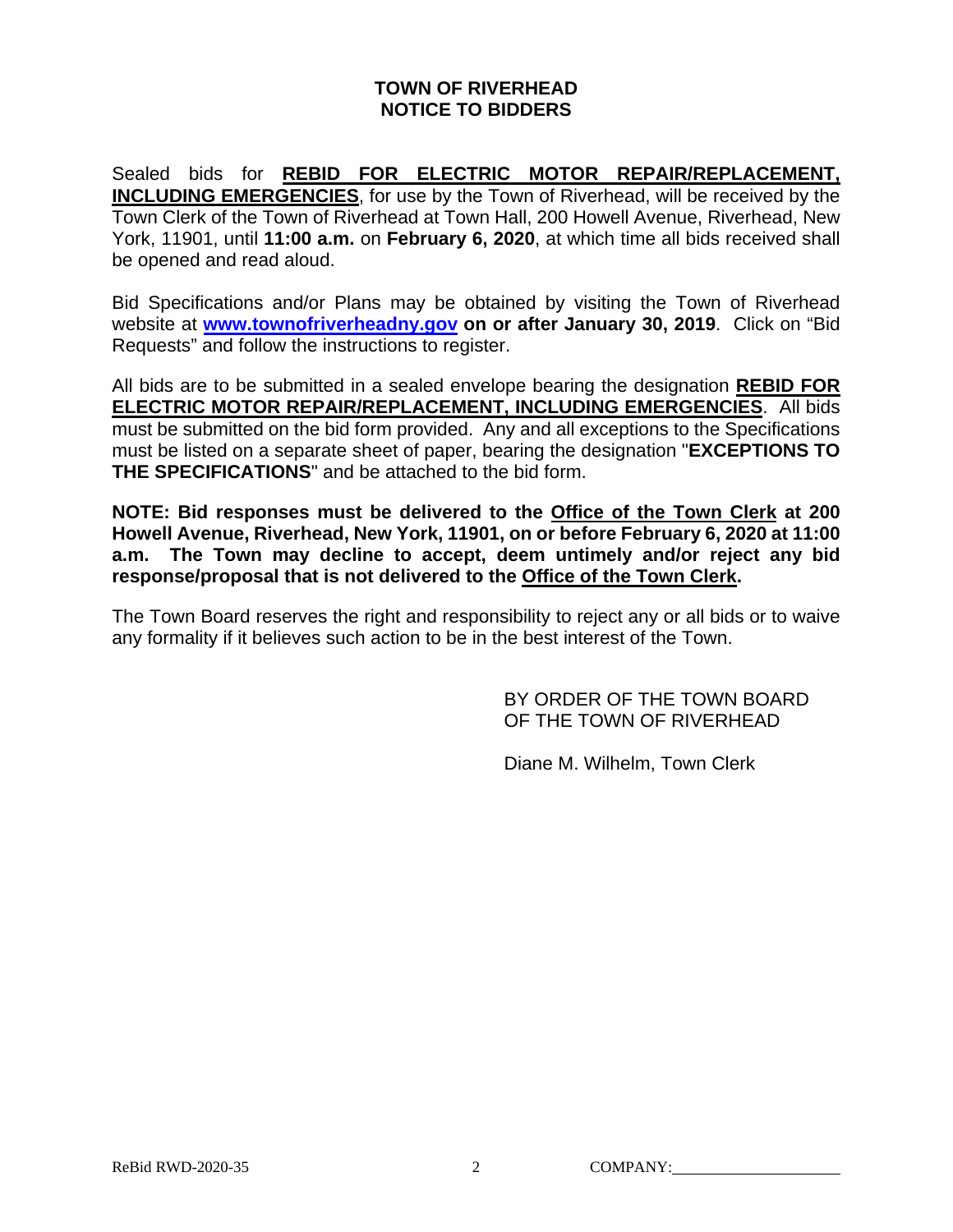# TOWN OF RIVERHEAD
# NOTICE TO BIDDERS

Sealed bids for **REBID FOR ELECTRIC MOTOR REPAIR/REPLACEMENT, INCLUDING EMERGENCIES**, for use by the Town of Riverhead, will be received by the Town Clerk of the Town of Riverhead at Town Hall, 200 Howell Avenue, Riverhead, New York, 11901, until **11:00 a.m.** on **February 6, 2020**, at which time all bids received shall be opened and read aloud.

Bid Specifications and/or Plans may be obtained by visiting the Town of Riverhead website at **www.townofriverheadny.gov on or after January 30, 2019**. Click on "Bid Requests" and follow the instructions to register.

All bids are to be submitted in a sealed envelope bearing the designation **REBID FOR ELECTRIC MOTOR REPAIR/REPLACEMENT, INCLUDING EMERGENCIES**. All bids must be submitted on the bid form provided. Any and all exceptions to the Specifications must be listed on a separate sheet of paper, bearing the designation "**EXCEPTIONS TO THE SPECIFICATIONS**" and be attached to the bid form.

**NOTE: Bid responses must be delivered to the Office of the Town Clerk at 200 Howell Avenue, Riverhead, New York, 11901, on or before February 6, 2020 at 11:00 a.m. The Town may decline to accept, deem untimely and/or reject any bid response/proposal that is not delivered to the Office of the Town Clerk.**

The Town Board reserves the right and responsibility to reject any or all bids or to waive any formality if it believes such action to be in the best interest of the Town.

BY ORDER OF THE TOWN BOARD
OF THE TOWN OF RIVERHEAD

Diane M. Wilhelm, Town Clerk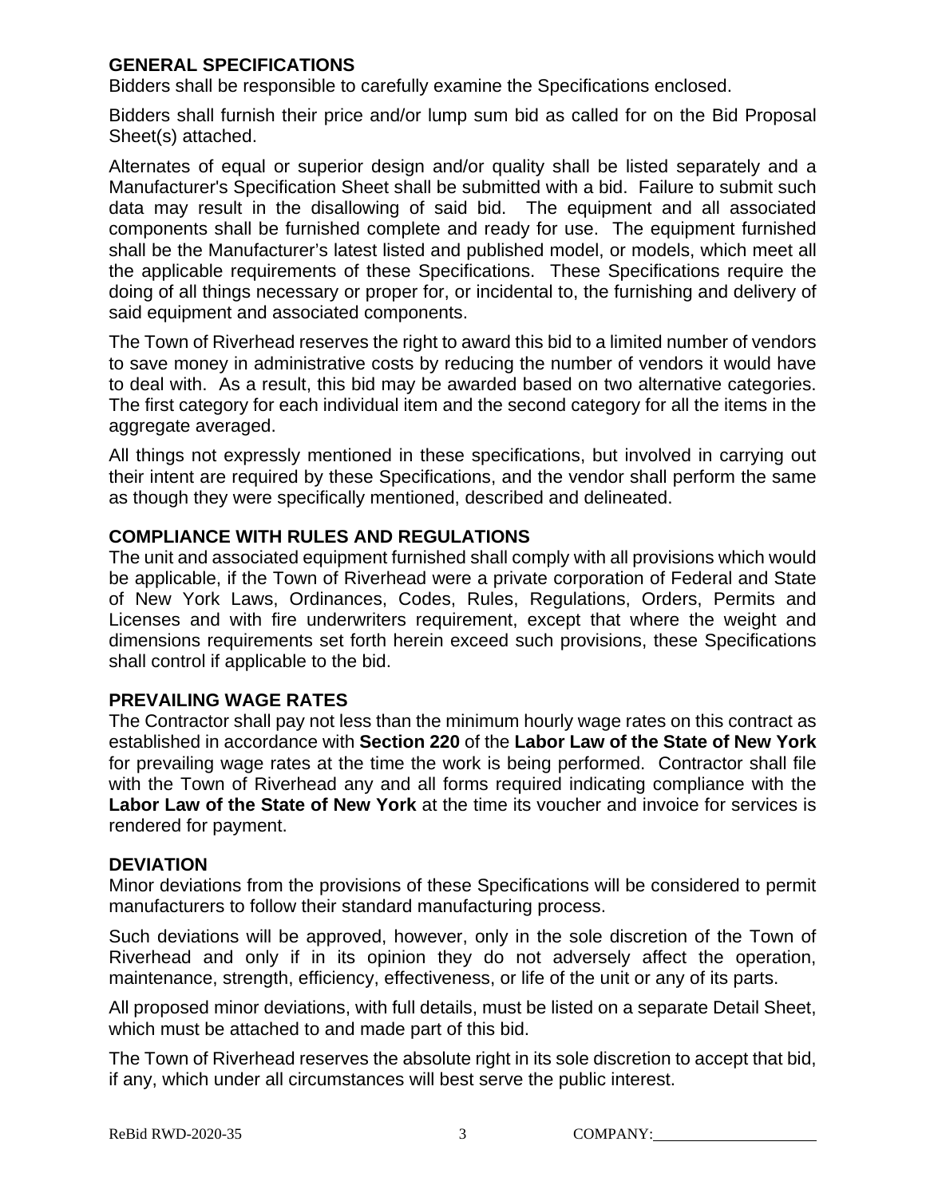## GENERAL SPECIFICATIONS

Bidders shall be responsible to carefully examine the Specifications enclosed.

Bidders shall furnish their price and/or lump sum bid as called for on the Bid Proposal Sheet(s) attached.

Alternates of equal or superior design and/or quality shall be listed separately and a Manufacturer's Specification Sheet shall be submitted with a bid. Failure to submit such data may result in the disallowing of said bid. The equipment and all associated components shall be furnished complete and ready for use. The equipment furnished shall be the Manufacturer's latest listed and published model, or models, which meet all the applicable requirements of these Specifications. These Specifications require the doing of all things necessary or proper for, or incidental to, the furnishing and delivery of said equipment and associated components.

The Town of Riverhead reserves the right to award this bid to a limited number of vendors to save money in administrative costs by reducing the number of vendors it would have to deal with. As a result, this bid may be awarded based on two alternative categories. The first category for each individual item and the second category for all the items in the aggregate averaged.

All things not expressly mentioned in these specifications, but involved in carrying out their intent are required by these Specifications, and the vendor shall perform the same as though they were specifically mentioned, described and delineated.

## COMPLIANCE WITH RULES AND REGULATIONS

The unit and associated equipment furnished shall comply with all provisions which would be applicable, if the Town of Riverhead were a private corporation of Federal and State of New York Laws, Ordinances, Codes, Rules, Regulations, Orders, Permits and Licenses and with fire underwriters requirement, except that where the weight and dimensions requirements set forth herein exceed such provisions, these Specifications shall control if applicable to the bid.

## PREVAILING WAGE RATES

The Contractor shall pay not less than the minimum hourly wage rates on this contract as established in accordance with **Section 220** of the **Labor Law of the State of New York** for prevailing wage rates at the time the work is being performed. Contractor shall file with the Town of Riverhead any and all forms required indicating compliance with the **Labor Law of the State of New York** at the time its voucher and invoice for services is rendered for payment.

## DEVIATION

Minor deviations from the provisions of these Specifications will be considered to permit manufacturers to follow their standard manufacturing process.

Such deviations will be approved, however, only in the sole discretion of the Town of Riverhead and only if in its opinion they do not adversely affect the operation, maintenance, strength, efficiency, effectiveness, or life of the unit or any of its parts.

All proposed minor deviations, with full details, must be listed on a separate Detail Sheet, which must be attached to and made part of this bid.

The Town of Riverhead reserves the absolute right in its sole discretion to accept that bid, if any, which under all circumstances will best serve the public interest.

ReBid RWD-2020-35 COMPANY:\_\_\_\_\_\_\_\_\_\_\_\_\_\_\_\_\_\_\_\_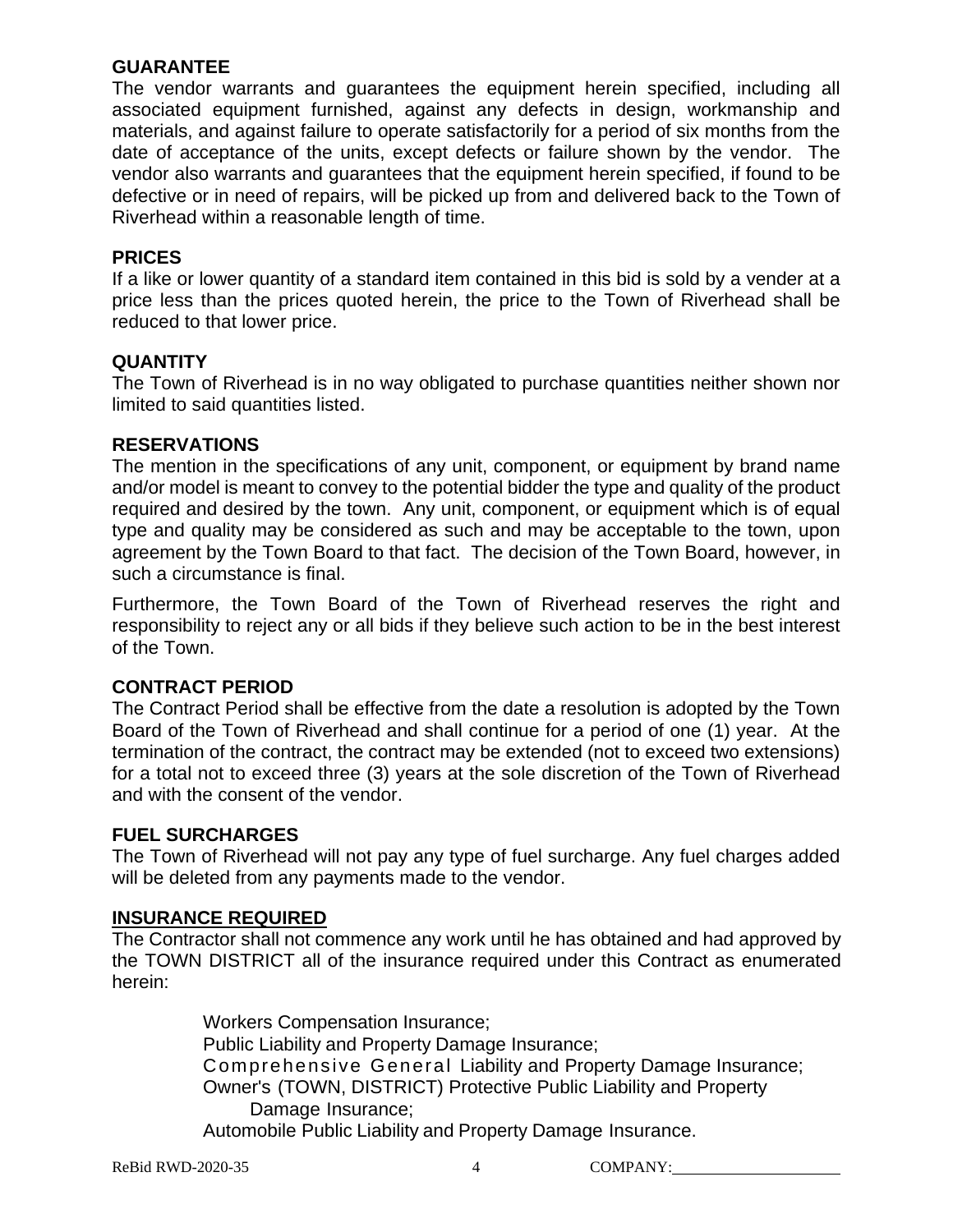## GUARANTEE

The vendor warrants and guarantees the equipment herein specified, including all associated equipment furnished, against any defects in design, workmanship and materials, and against failure to operate satisfactorily for a period of six months from the date of acceptance of the units, except defects or failure shown by the vendor. The vendor also warrants and guarantees that the equipment herein specified, if found to be defective or in need of repairs, will be picked up from and delivered back to the Town of Riverhead within a reasonable length of time.

## PRICES

If a like or lower quantity of a standard item contained in this bid is sold by a vender at a price less than the prices quoted herein, the price to the Town of Riverhead shall be reduced to that lower price.

## QUANTITY

The Town of Riverhead is in no way obligated to purchase quantities neither shown nor limited to said quantities listed.

## RESERVATIONS

The mention in the specifications of any unit, component, or equipment by brand name and/or model is meant to convey to the potential bidder the type and quality of the product required and desired by the town. Any unit, component, or equipment which is of equal type and quality may be considered as such and may be acceptable to the town, upon agreement by the Town Board to that fact. The decision of the Town Board, however, in such a circumstance is final.

Furthermore, the Town Board of the Town of Riverhead reserves the right and responsibility to reject any or all bids if they believe such action to be in the best interest of the Town.

## CONTRACT PERIOD

The Contract Period shall be effective from the date a resolution is adopted by the Town Board of the Town of Riverhead and shall continue for a period of one (1) year. At the termination of the contract, the contract may be extended (not to exceed two extensions) for a total not to exceed three (3) years at the sole discretion of the Town of Riverhead and with the consent of the vendor.

## FUEL SURCHARGES

The Town of Riverhead will not pay any type of fuel surcharge. Any fuel charges added will be deleted from any payments made to the vendor.

## INSURANCE REQUIRED

The Contractor shall not commence any work until he has obtained and had approved by the TOWN DISTRICT all of the insurance required under this Contract as enumerated herein:

Workers Compensation Insurance;
Public Liability and Property Damage Insurance;
Comprehensive General Liability and Property Damage Insurance;
Owner's (TOWN, DISTRICT) Protective Public Liability and Property Damage Insurance;
Automobile Public Liability and Property Damage Insurance.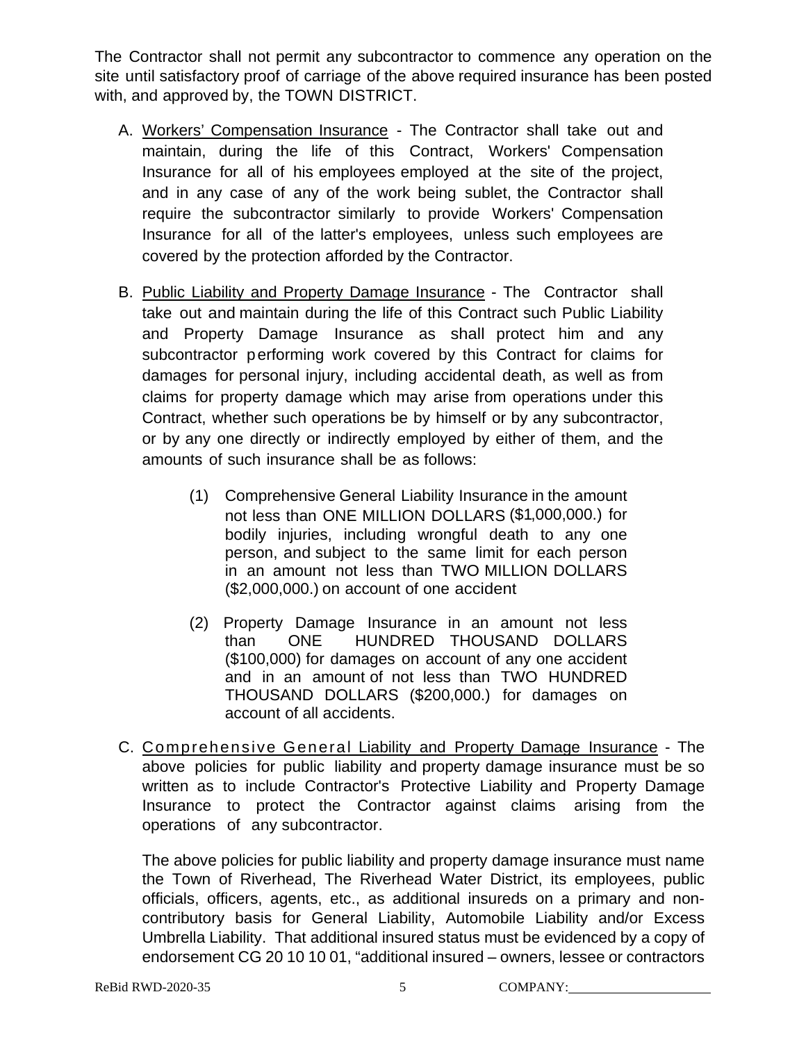The Contractor shall not permit any subcontractor to commence any operation on the site until satisfactory proof of carriage of the above required insurance has been posted with, and approved by, the TOWN DISTRICT.

A. Workers' Compensation Insurance - The Contractor shall take out and maintain, during the life of this Contract, Workers' Compensation Insurance for all of his employees employed at the site of the project, and in any case of any of the work being sublet, the Contractor shall require the subcontractor similarly to provide Workers' Compensation Insurance for all of the latter's employees, unless such employees are covered by the protection afforded by the Contractor.

B. Public Liability and Property Damage Insurance - The Contractor shall take out and maintain during the life of this Contract such Public Liability and Property Damage Insurance as shall protect him and any subcontractor performing work covered by this Contract for claims for damages for personal injury, including accidental death, as well as from claims for property damage which may arise from operations under this Contract, whether such operations be by himself or by any subcontractor, or by any one directly or indirectly employed by either of them, and the amounts of such insurance shall be as follows:

   (1) Comprehensive General Liability Insurance in the amount not less than ONE MILLION DOLLARS ($1,000,000.) for bodily injuries, including wrongful death to any one person, and subject to the same limit for each person in an amount not less than TWO MILLION DOLLARS ($2,000,000.) on account of one accident

   (2) Property Damage Insurance in an amount not less than ONE HUNDRED THOUSAND DOLLARS ($100,000) for damages on account of any one accident and in an amount of not less than TWO HUNDRED THOUSAND DOLLARS ($200,000.) for damages on account of all accidents.

C. Comprehensive General Liability and Property Damage Insurance - The above policies for public liability and property damage insurance must be so written as to include Contractor's Protective Liability and Property Damage Insurance to protect the Contractor against claims arising from the operations of any subcontractor.

   The above policies for public liability and property damage insurance must name the Town of Riverhead, The Riverhead Water District, its employees, public officials, officers, agents, etc., as additional insureds on a primary and non-contributory basis for General Liability, Automobile Liability and/or Excess Umbrella Liability. That additional insured status must be evidenced by a copy of endorsement CG 20 10 10 01, "additional insured – owners, lessee or contractors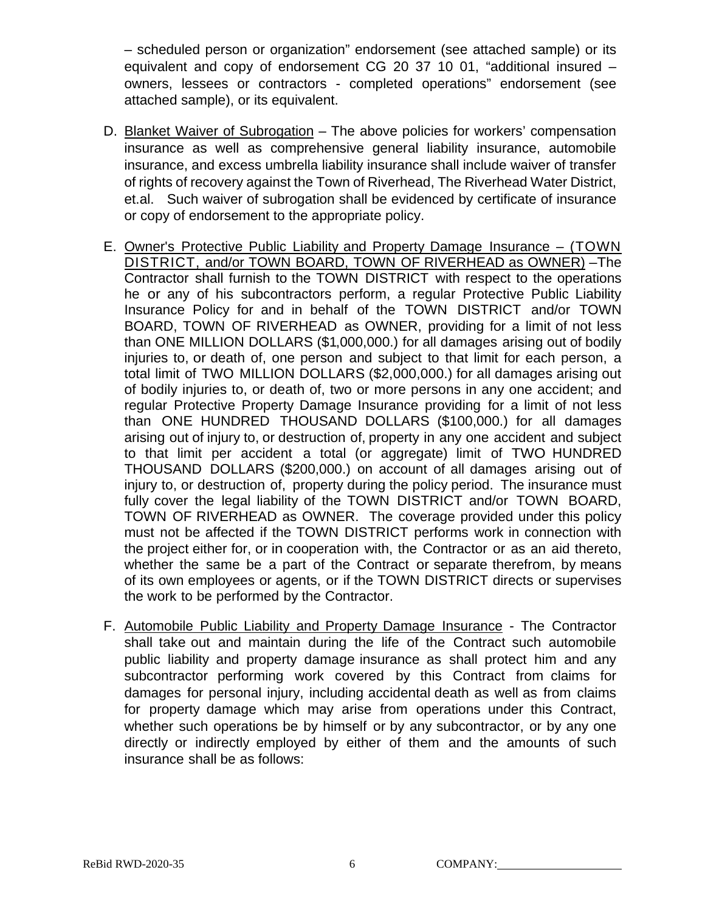– scheduled person or organization" endorsement (see attached sample) or its equivalent and copy of endorsement CG 20 37 10 01, "additional insured – owners, lessees or contractors - completed operations" endorsement (see attached sample), or its equivalent.

D. Blanket Waiver of Subrogation – The above policies for workers' compensation insurance as well as comprehensive general liability insurance, automobile insurance, and excess umbrella liability insurance shall include waiver of transfer of rights of recovery against the Town of Riverhead, The Riverhead Water District, et.al. Such waiver of subrogation shall be evidenced by certificate of insurance or copy of endorsement to the appropriate policy.

E. Owner's Protective Public Liability and Property Damage Insurance – (TOWN DISTRICT, and/or TOWN BOARD, TOWN OF RIVERHEAD as OWNER) –The Contractor shall furnish to the TOWN DISTRICT with respect to the operations he or any of his subcontractors perform, a regular Protective Public Liability Insurance Policy for and in behalf of the TOWN DISTRICT and/or TOWN BOARD, TOWN OF RIVERHEAD as OWNER, providing for a limit of not less than ONE MILLION DOLLARS ($1,000,000.) for all damages arising out of bodily injuries to, or death of, one person and subject to that limit for each person, a total limit of TWO MILLION DOLLARS ($2,000,000.) for all damages arising out of bodily injuries to, or death of, two or more persons in any one accident; and regular Protective Property Damage Insurance providing for a limit of not less than ONE HUNDRED THOUSAND DOLLARS ($100,000.) for all damages arising out of injury to, or destruction of, property in any one accident and subject to that limit per accident a total (or aggregate) limit of TWO HUNDRED THOUSAND DOLLARS ($200,000.) on account of all damages arising out of injury to, or destruction of, property during the policy period. The insurance must fully cover the legal liability of the TOWN DISTRICT and/or TOWN BOARD, TOWN OF RIVERHEAD as OWNER. The coverage provided under this policy must not be affected if the TOWN DISTRICT performs work in connection with the project either for, or in cooperation with, the Contractor or as an aid thereto, whether the same be a part of the Contract or separate therefrom, by means of its own employees or agents, or if the TOWN DISTRICT directs or supervises the work to be performed by the Contractor.

F. Automobile Public Liability and Property Damage Insurance - The Contractor shall take out and maintain during the life of the Contract such automobile public liability and property damage insurance as shall protect him and any subcontractor performing work covered by this Contract from claims for damages for personal injury, including accidental death as well as from claims for property damage which may arise from operations under this Contract, whether such operations be by himself or by any subcontractor, or by any one directly or indirectly employed by either of them and the amounts of such insurance shall be as follows: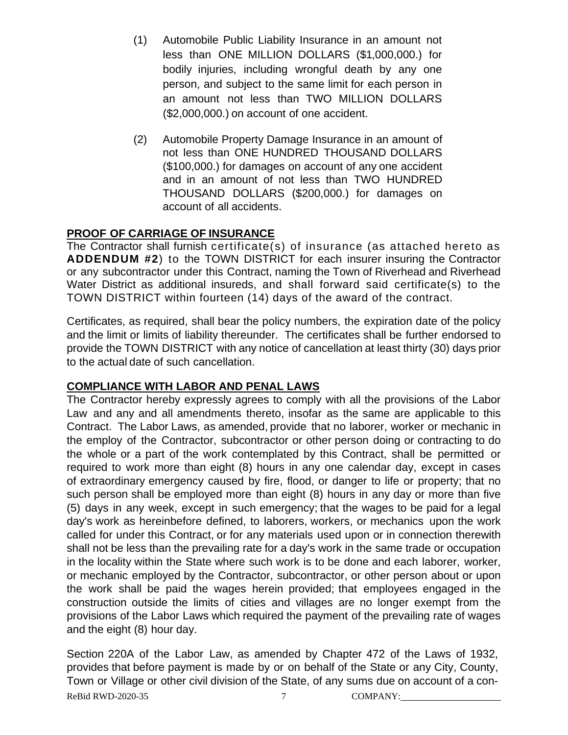(1) Automobile Public Liability Insurance in an amount not less than ONE MILLION DOLLARS ($1,000,000.) for bodily injuries, including wrongful death by any one person, and subject to the same limit for each person in an amount not less than TWO MILLION DOLLARS ($2,000,000.) on account of one accident.

(2) Automobile Property Damage Insurance in an amount of not less than ONE HUNDRED THOUSAND DOLLARS ($100,000.) for damages on account of any one accident and in an amount of not less than TWO HUNDRED THOUSAND DOLLARS ($200,000.) for damages on account of all accidents.

**PROOF OF CARRIAGE OF INSURANCE**

The Contractor shall furnish certificate(s) of insurance (as attached hereto as **ADDENDUM #2**) to the TOWN DISTRICT for each insurer insuring the Contractor or any subcontractor under this Contract, naming the Town of Riverhead and Riverhead Water District as additional insureds, and shall forward said certificate(s) to the TOWN DISTRICT within fourteen (14) days of the award of the contract.

Certificates, as required, shall bear the policy numbers, the expiration date of the policy and the limit or limits of liability thereunder. The certificates shall be further endorsed to provide the TOWN DISTRICT with any notice of cancellation at least thirty (30) days prior to the actual date of such cancellation.

**COMPLIANCE WITH LABOR AND PENAL LAWS**

The Contractor hereby expressly agrees to comply with all the provisions of the Labor Law and any and all amendments thereto, insofar as the same are applicable to this Contract. The Labor Laws, as amended, provide that no laborer, worker or mechanic in the employ of the Contractor, subcontractor or other person doing or contracting to do the whole or a part of the work contemplated by this Contract, shall be permitted or required to work more than eight (8) hours in any one calendar day, except in cases of extraordinary emergency caused by fire, flood, or danger to life or property; that no such person shall be employed more than eight (8) hours in any day or more than five (5) days in any week, except in such emergency; that the wages to be paid for a legal day's work as hereinbefore defined, to laborers, workers, or mechanics upon the work called for under this Contract, or for any materials used upon or in connection therewith shall not be less than the prevailing rate for a day's work in the same trade or occupation in the locality within the State where such work is to be done and each laborer, worker, or mechanic employed by the Contractor, subcontractor, or other person about or upon the work shall be paid the wages herein provided; that employees engaged in the construction outside the limits of cities and villages are no longer exempt from the provisions of the Labor Laws which required the payment of the prevailing rate of wages and the eight (8) hour day.

Section 220A of the Labor Law, as amended by Chapter 472 of the Laws of 1932, provides that before payment is made by or on behalf of the State or any City, County, Town or Village or other civil division of the State, of any sums due on account of a con-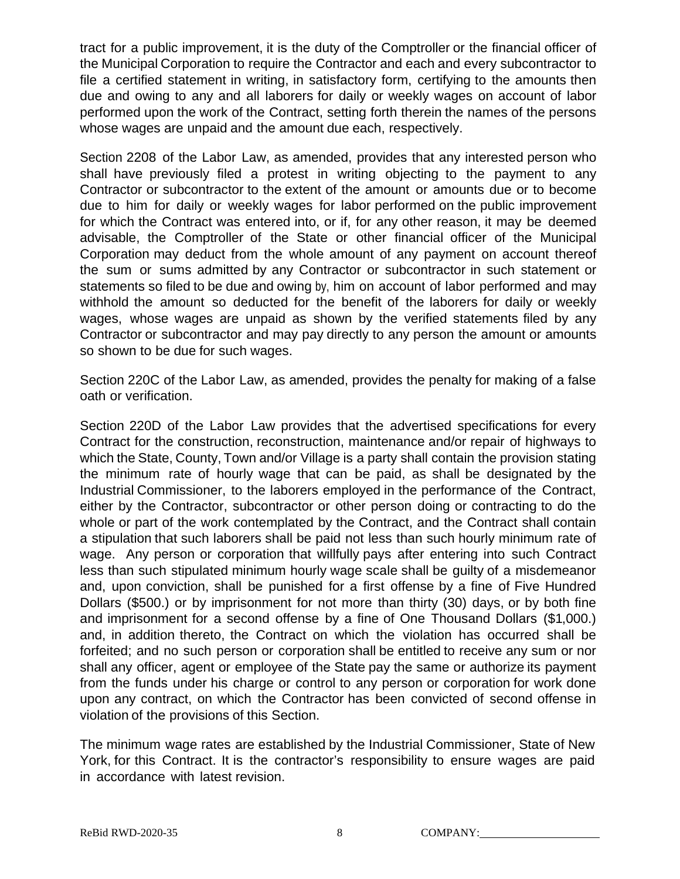tract for a public improvement, it is the duty of the Comptroller or the financial officer of the Municipal Corporation to require the Contractor and each and every subcontractor to file a certified statement in writing, in satisfactory form, certifying to the amounts then due and owing to any and all laborers for daily or weekly wages on account of labor performed upon the work of the Contract, setting forth therein the names of the persons whose wages are unpaid and the amount due each, respectively.

Section 2208 of the Labor Law, as amended, provides that any interested person who shall have previously filed a protest in writing objecting to the payment to any Contractor or subcontractor to the extent of the amount or amounts due or to become due to him for daily or weekly wages for labor performed on the public improvement for which the Contract was entered into, or if, for any other reason, it may be deemed advisable, the Comptroller of the State or other financial officer of the Municipal Corporation may deduct from the whole amount of any payment on account thereof the sum or sums admitted by any Contractor or subcontractor in such statement or statements so filed to be due and owing by, him on account of labor performed and may withhold the amount so deducted for the benefit of the laborers for daily or weekly wages, whose wages are unpaid as shown by the verified statements filed by any Contractor or subcontractor and may pay directly to any person the amount or amounts so shown to be due for such wages.

Section 220C of the Labor Law, as amended, provides the penalty for making of a false oath or verification.

Section 220D of the Labor Law provides that the advertised specifications for every Contract for the construction, reconstruction, maintenance and/or repair of highways to which the State, County, Town and/or Village is a party shall contain the provision stating the minimum rate of hourly wage that can be paid, as shall be designated by the Industrial Commissioner, to the laborers employed in the performance of the Contract, either by the Contractor, subcontractor or other person doing or contracting to do the whole or part of the work contemplated by the Contract, and the Contract shall contain a stipulation that such laborers shall be paid not less than such hourly minimum rate of wage. Any person or corporation that willfully pays after entering into such Contract less than such stipulated minimum hourly wage scale shall be guilty of a misdemeanor and, upon conviction, shall be punished for a first offense by a fine of Five Hundred Dollars ($500.) or by imprisonment for not more than thirty (30) days, or by both fine and imprisonment for a second offense by a fine of One Thousand Dollars ($1,000.) and, in addition thereto, the Contract on which the violation has occurred shall be forfeited; and no such person or corporation shall be entitled to receive any sum or nor shall any officer, agent or employee of the State pay the same or authorize its payment from the funds under his charge or control to any person or corporation for work done upon any contract, on which the Contractor has been convicted of second offense in violation of the provisions of this Section.

The minimum wage rates are established by the Industrial Commissioner, State of New York, for this Contract. It is the contractor's responsibility to ensure wages are paid in accordance with latest revision.

ReBid RWD-2020-35 COMPANY:____________________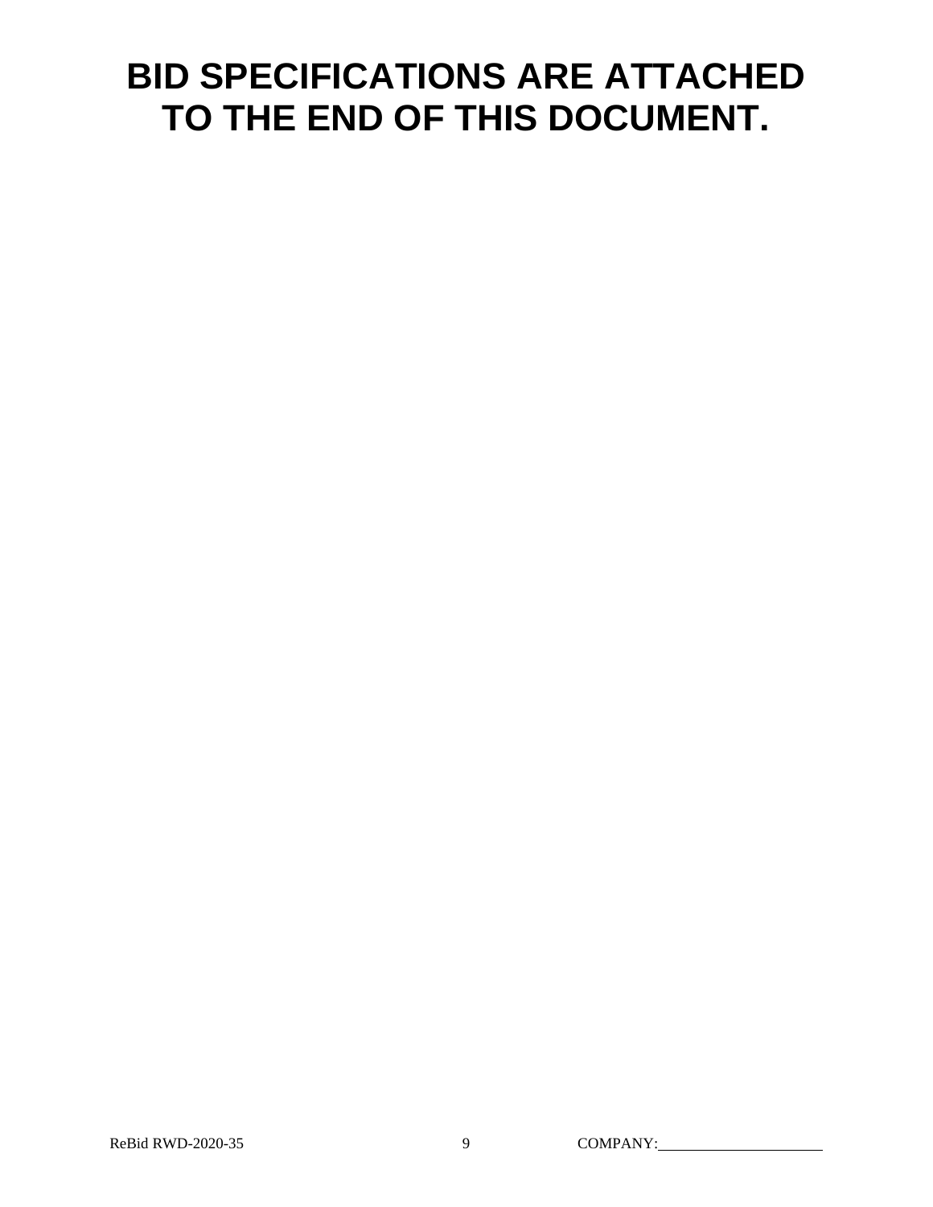# BID SPECIFICATIONS ARE ATTACHED TO THE END OF THIS DOCUMENT.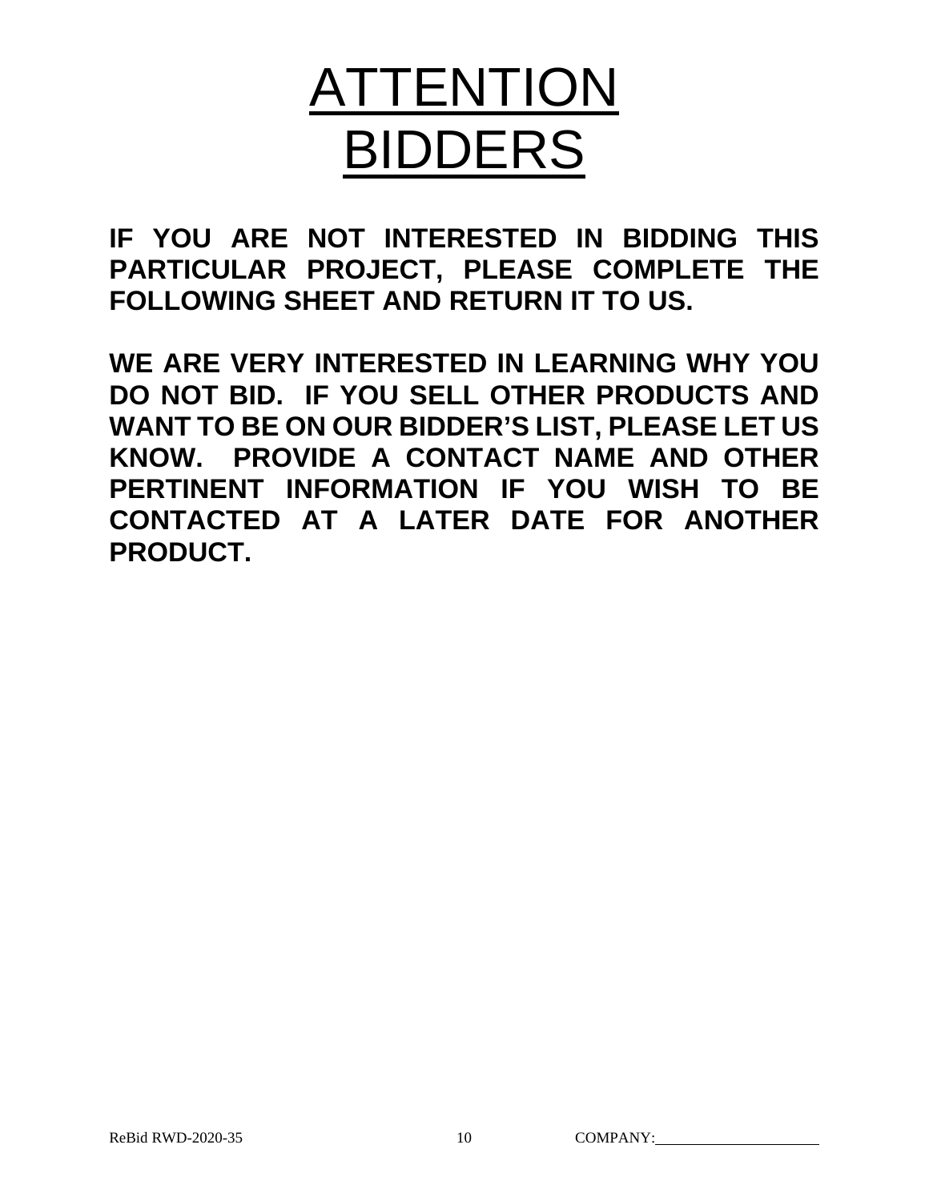# ATTENTION BIDDERS

**IF YOU ARE NOT INTERESTED IN BIDDING THIS PARTICULAR PROJECT, PLEASE COMPLETE THE FOLLOWING SHEET AND RETURN IT TO US.**

**WE ARE VERY INTERESTED IN LEARNING WHY YOU DO NOT BID. IF YOU SELL OTHER PRODUCTS AND WANT TO BE ON OUR BIDDER'S LIST, PLEASE LET US KNOW. PROVIDE A CONTACT NAME AND OTHER PERTINENT INFORMATION IF YOU WISH TO BE CONTACTED AT A LATER DATE FOR ANOTHER PRODUCT.**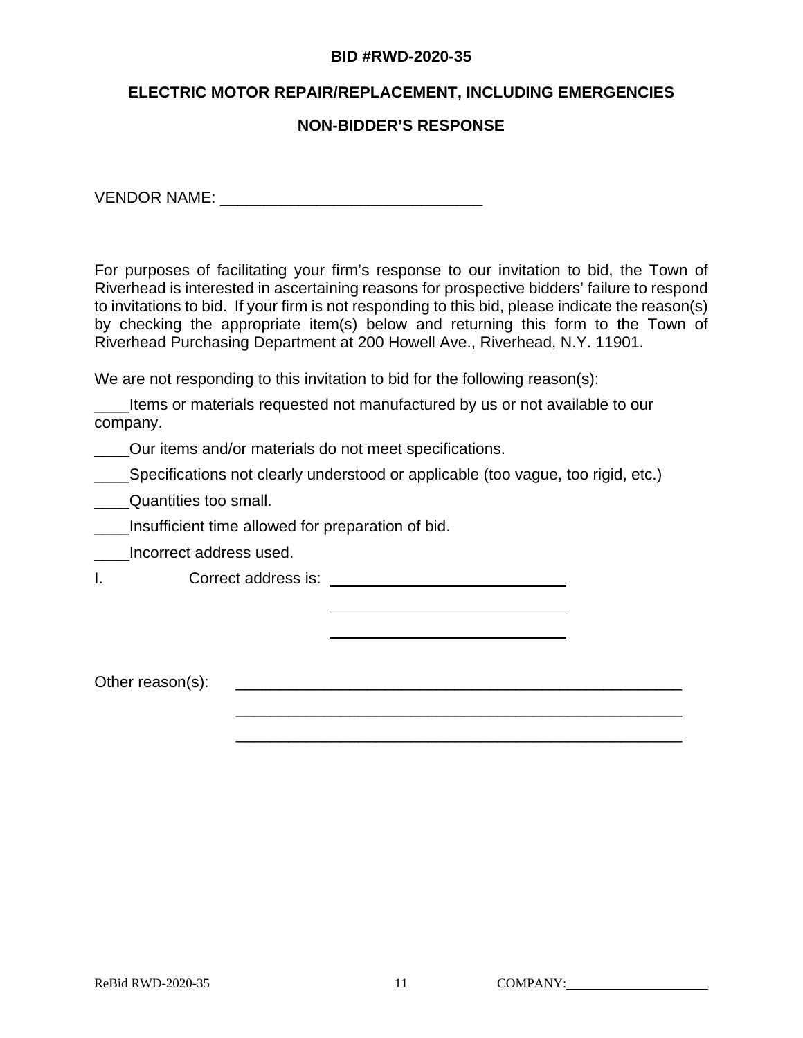**BID #RWD-2020-35**

**ELECTRIC MOTOR REPAIR/REPLACEMENT, INCLUDING EMERGENCIES**

**NON-BIDDER'S RESPONSE**

VENDOR NAME: ______________________________

For purposes of facilitating your firm's response to our invitation to bid, the Town of Riverhead is interested in ascertaining reasons for prospective bidders' failure to respond to invitations to bid. If your firm is not responding to this bid, please indicate the reason(s) by checking the appropriate item(s) below and returning this form to the Town of Riverhead Purchasing Department at 200 Howell Ave., Riverhead, N.Y. 11901.

We are not responding to this invitation to bid for the following reason(s):

____Items or materials requested not manufactured by us or not available to our company.

____Our items and/or materials do not meet specifications.

____Specifications not clearly understood or applicable (too vague, too rigid, etc.)

____Quantities too small.

____Insufficient time allowed for preparation of bid.

____Incorrect address used.

I. Correct address is: ____________________________

____________________________

____________________________

Other reason(s): ______________________________________________________

______________________________________________________

______________________________________________________

COMPANY: ______________________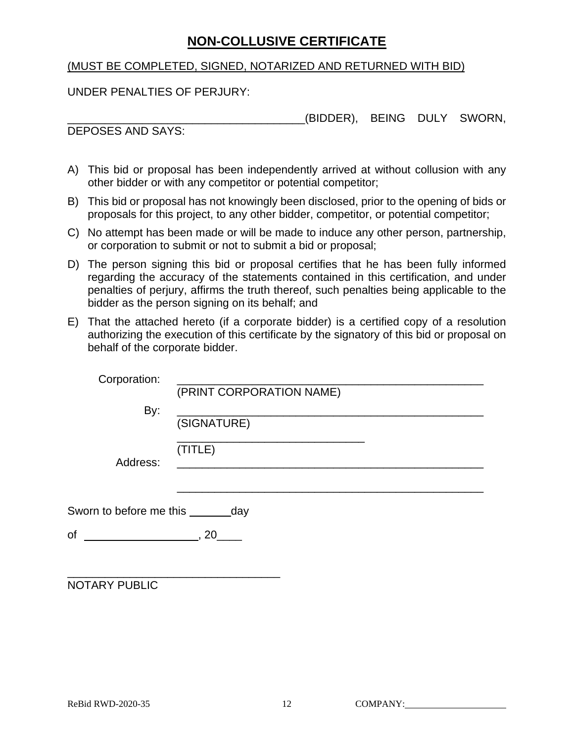# NON-COLLUSIVE CERTIFICATE

(MUST BE COMPLETED, SIGNED, NOTARIZED AND RETURNED WITH BID)

UNDER PENALTIES OF PERJURY:

_______________________________________(BIDDER), BEING DULY SWORN, DEPOSES AND SAYS:

A) This bid or proposal has been independently arrived at without collusion with any other bidder or with any competitor or potential competitor;

B) This bid or proposal has not knowingly been disclosed, prior to the opening of bids or proposals for this project, to any other bidder, competitor, or potential competitor;

C) No attempt has been made or will be made to induce any other person, partnership, or corporation to submit or not to submit a bid or proposal;

D) The person signing this bid or proposal certifies that he has been fully informed regarding the accuracy of the statements contained in this certification, and under penalties of perjury, affirms the truth thereof, such penalties being applicable to the bidder as the person signing on its behalf; and

E) That the attached hereto (if a corporate bidder) is a certified copy of a resolution authorizing the execution of this certificate by the signatory of this bid or proposal on behalf of the corporate bidder.

Corporation: ___________________________________________________
(PRINT CORPORATION NAME)

By: ___________________________________________________
(SIGNATURE)

______________________________
(TITLE)

Address: ___________________________________________________

___________________________________________________

Sworn to before me this _______day

of __________________, 20____

___________________________________
NOTARY PUBLIC

ReBid RWD-2020-35 COMPANY:_____________________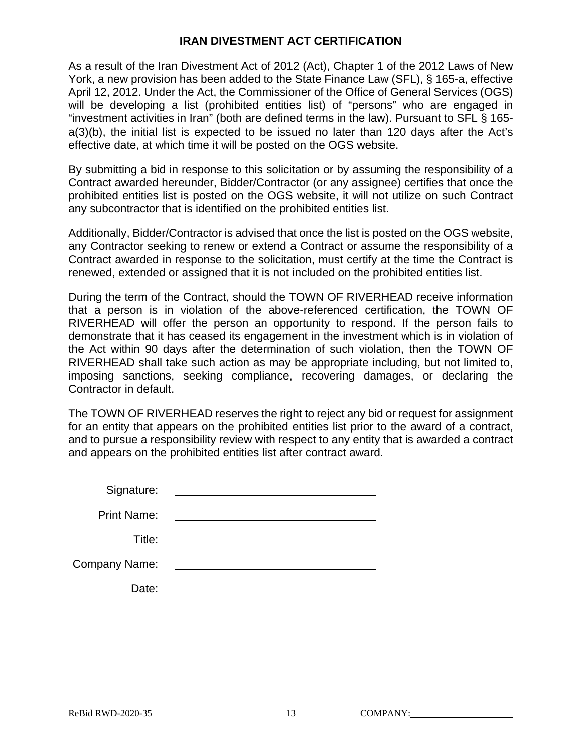# IRAN DIVESTMENT ACT CERTIFICATION

As a result of the Iran Divestment Act of 2012 (Act), Chapter 1 of the 2012 Laws of New York, a new provision has been added to the State Finance Law (SFL), § 165-a, effective April 12, 2012. Under the Act, the Commissioner of the Office of General Services (OGS) will be developing a list (prohibited entities list) of "persons" who are engaged in "investment activities in Iran" (both are defined terms in the law). Pursuant to SFL § 165-a(3)(b), the initial list is expected to be issued no later than 120 days after the Act's effective date, at which time it will be posted on the OGS website.

By submitting a bid in response to this solicitation or by assuming the responsibility of a Contract awarded hereunder, Bidder/Contractor (or any assignee) certifies that once the prohibited entities list is posted on the OGS website, it will not utilize on such Contract any subcontractor that is identified on the prohibited entities list.

Additionally, Bidder/Contractor is advised that once the list is posted on the OGS website, any Contractor seeking to renew or extend a Contract or assume the responsibility of a Contract awarded in response to the solicitation, must certify at the time the Contract is renewed, extended or assigned that it is not included on the prohibited entities list.

During the term of the Contract, should the TOWN OF RIVERHEAD receive information that a person is in violation of the above-referenced certification, the TOWN OF RIVERHEAD will offer the person an opportunity to respond. If the person fails to demonstrate that it has ceased its engagement in the investment which is in violation of the Act within 90 days after the determination of such violation, then the TOWN OF RIVERHEAD shall take such action as may be appropriate including, but not limited to, imposing sanctions, seeking compliance, recovering damages, or declaring the Contractor in default.

The TOWN OF RIVERHEAD reserves the right to reject any bid or request for assignment for an entity that appears on the prohibited entities list prior to the award of a contract, and to pursue a responsibility review with respect to any entity that is awarded a contract and appears on the prohibited entities list after contract award.

Signature: ______________________________

Print Name: ______________________________

Title: ______________

Company Name: ______________________________

Date: ______________

ReBid RWD-2020-35 COMPANY:______________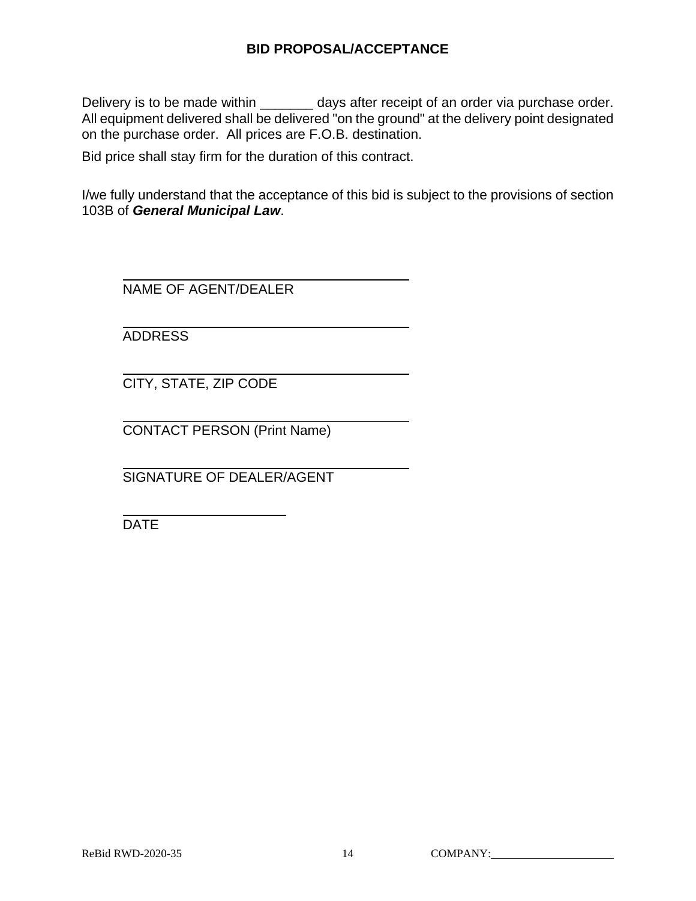# BID PROPOSAL/ACCEPTANCE

Delivery is to be made within _______ days after receipt of an order via purchase order. All equipment delivered shall be delivered "on the ground" at the delivery point designated on the purchase order. All prices are F.O.B. destination.

Bid price shall stay firm for the duration of this contract.

I/we fully understand that the acceptance of this bid is subject to the provisions of section 103B of ***General Municipal Law***.

\_\_\_\_\_\_\_\_\_\_\_\_\_\_\_\_\_\_\_\_\_\_\_\_\_\_\_\_\_\_\_\_\_\_\_\_\_\_\_\_
NAME OF AGENT/DEALER

\_\_\_\_\_\_\_\_\_\_\_\_\_\_\_\_\_\_\_\_\_\_\_\_\_\_\_\_\_\_\_\_\_\_\_\_\_\_\_\_
ADDRESS

\_\_\_\_\_\_\_\_\_\_\_\_\_\_\_\_\_\_\_\_\_\_\_\_\_\_\_\_\_\_\_\_\_\_\_\_\_\_\_\_
CITY, STATE, ZIP CODE

\_\_\_\_\_\_\_\_\_\_\_\_\_\_\_\_\_\_\_\_\_\_\_\_\_\_\_\_\_\_\_\_\_\_\_\_\_\_\_\_
CONTACT PERSON (Print Name)

\_\_\_\_\_\_\_\_\_\_\_\_\_\_\_\_\_\_\_\_\_\_\_\_\_\_\_\_\_\_\_\_\_\_\_\_\_\_\_\_
SIGNATURE OF DEALER/AGENT

\_\_\_\_\_\_\_\_\_\_\_\_\_\_\_\_\_\_\_\_\_\_\_
DATE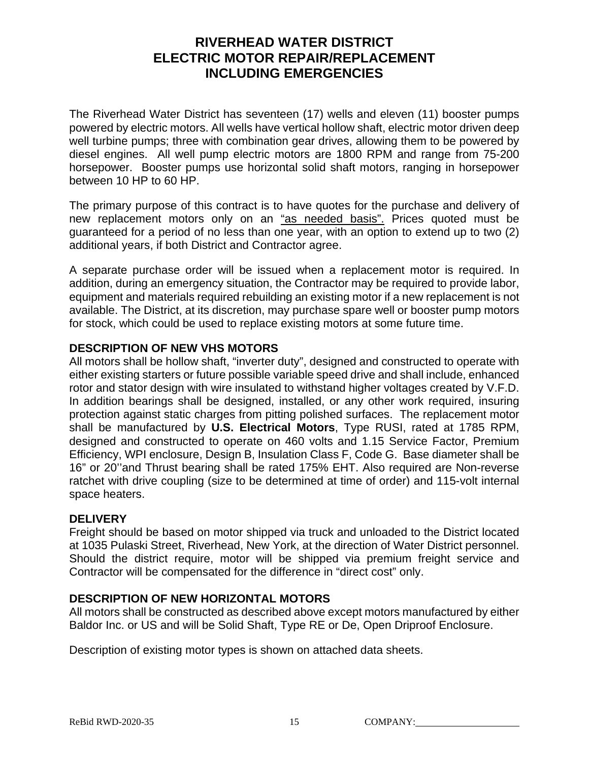# RIVERHEAD WATER DISTRICT
# ELECTRIC MOTOR REPAIR/REPLACEMENT
# INCLUDING EMERGENCIES

The Riverhead Water District has seventeen (17) wells and eleven (11) booster pumps powered by electric motors. All wells have vertical hollow shaft, electric motor driven deep well turbine pumps; three with combination gear drives, allowing them to be powered by diesel engines. All well pump electric motors are 1800 RPM and range from 75-200 horsepower. Booster pumps use horizontal solid shaft motors, ranging in horsepower between 10 HP to 60 HP.

The primary purpose of this contract is to have quotes for the purchase and delivery of new replacement motors only on an <u>"as needed basis".</u> Prices quoted must be guaranteed for a period of no less than one year, with an option to extend up to two (2) additional years, if both District and Contractor agree.

A separate purchase order will be issued when a replacement motor is required. In addition, during an emergency situation, the Contractor may be required to provide labor, equipment and materials required rebuilding an existing motor if a new replacement is not available. The District, at its discretion, may purchase spare well or booster pump motors for stock, which could be used to replace existing motors at some future time.

**DESCRIPTION OF NEW VHS MOTORS**
All motors shall be hollow shaft, "inverter duty", designed and constructed to operate with either existing starters or future possible variable speed drive and shall include, enhanced rotor and stator design with wire insulated to withstand higher voltages created by V.F.D. In addition bearings shall be designed, installed, or any other work required, insuring protection against static charges from pitting polished surfaces. The replacement motor shall be manufactured by **U.S. Electrical Motors**, Type RUSI, rated at 1785 RPM, designed and constructed to operate on 460 volts and 1.15 Service Factor, Premium Efficiency, WPI enclosure, Design B, Insulation Class F, Code G. Base diameter shall be 16" or 20''and Thrust bearing shall be rated 175% EHT. Also required are Non-reverse ratchet with drive coupling (size to be determined at time of order) and 115-volt internal space heaters.

**DELIVERY**
Freight should be based on motor shipped via truck and unloaded to the District located at 1035 Pulaski Street, Riverhead, New York, at the direction of Water District personnel. Should the district require, motor will be shipped via premium freight service and Contractor will be compensated for the difference in "direct cost" only.

**DESCRIPTION OF NEW HORIZONTAL MOTORS**
All motors shall be constructed as described above except motors manufactured by either Baldor Inc. or US and will be Solid Shaft, Type RE or De, Open Driproof Enclosure.

Description of existing motor types is shown on attached data sheets.

ReBid RWD-2020-35 COMPANY:\_\_\_\_\_\_\_\_\_\_\_\_\_\_\_\_\_\_\_\_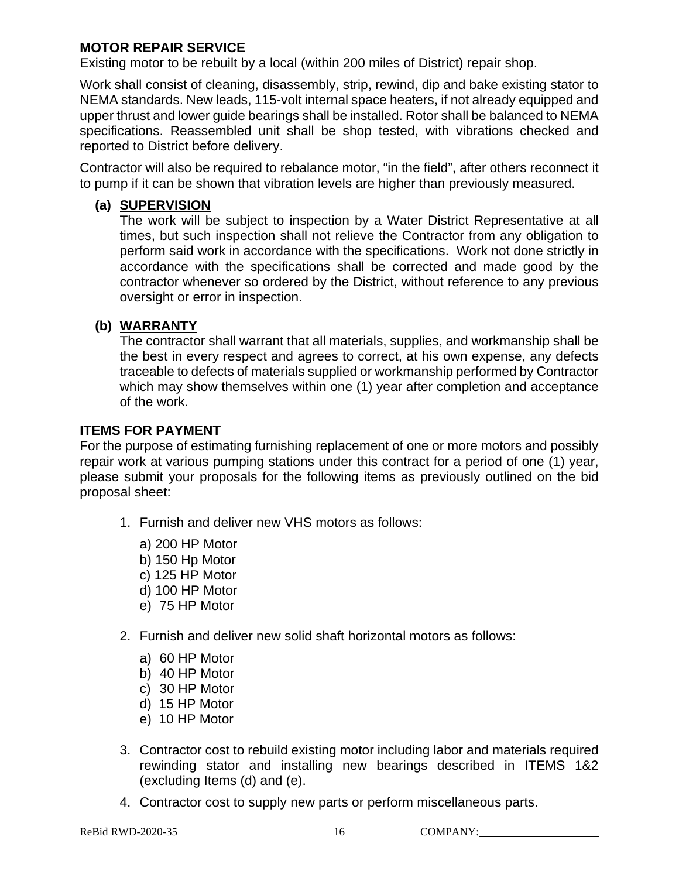## MOTOR REPAIR SERVICE

Existing motor to be rebuilt by a local (within 200 miles of District) repair shop.

Work shall consist of cleaning, disassembly, strip, rewind, dip and bake existing stator to NEMA standards. New leads, 115-volt internal space heaters, if not already equipped and upper thrust and lower guide bearings shall be installed. Rotor shall be balanced to NEMA specifications. Reassembled unit shall be shop tested, with vibrations checked and reported to District before delivery.

Contractor will also be required to rebalance motor, "in the field", after others reconnect it to pump if it can be shown that vibration levels are higher than previously measured.

**(a) SUPERVISION**
The work will be subject to inspection by a Water District Representative at all times, but such inspection shall not relieve the Contractor from any obligation to perform said work in accordance with the specifications. Work not done strictly in accordance with the specifications shall be corrected and made good by the contractor whenever so ordered by the District, without reference to any previous oversight or error in inspection.

**(b) WARRANTY**
The contractor shall warrant that all materials, supplies, and workmanship shall be the best in every respect and agrees to correct, at his own expense, any defects traceable to defects of materials supplied or workmanship performed by Contractor which may show themselves within one (1) year after completion and acceptance of the work.

## ITEMS FOR PAYMENT

For the purpose of estimating furnishing replacement of one or more motors and possibly repair work at various pumping stations under this contract for a period of one (1) year, please submit your proposals for the following items as previously outlined on the bid proposal sheet:

1. Furnish and deliver new VHS motors as follows:

   a) 200 HP Motor
   b) 150 Hp Motor
   c) 125 HP Motor
   d) 100 HP Motor
   e) 75 HP Motor

2. Furnish and deliver new solid shaft horizontal motors as follows:

   a) 60 HP Motor
   b) 40 HP Motor
   c) 30 HP Motor
   d) 15 HP Motor
   e) 10 HP Motor

3. Contractor cost to rebuild existing motor including labor and materials required rewinding stator and installing new bearings described in ITEMS 1&2 (excluding Items (d) and (e).

4. Contractor cost to supply new parts or perform miscellaneous parts.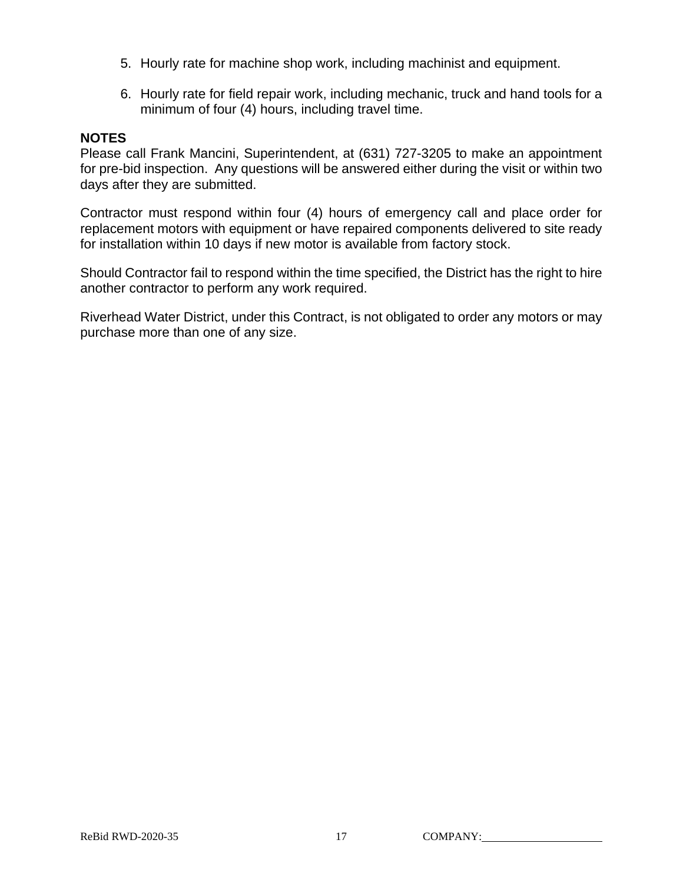5. Hourly rate for machine shop work, including machinist and equipment.

6. Hourly rate for field repair work, including mechanic, truck and hand tools for a minimum of four (4) hours, including travel time.

**NOTES**

Please call Frank Mancini, Superintendent, at (631) 727-3205 to make an appointment for pre-bid inspection. Any questions will be answered either during the visit or within two days after they are submitted.

Contractor must respond within four (4) hours of emergency call and place order for replacement motors with equipment or have repaired components delivered to site ready for installation within 10 days if new motor is available from factory stock.

Should Contractor fail to respond within the time specified, the District has the right to hire another contractor to perform any work required.

Riverhead Water District, under this Contract, is not obligated to order any motors or may purchase more than one of any size.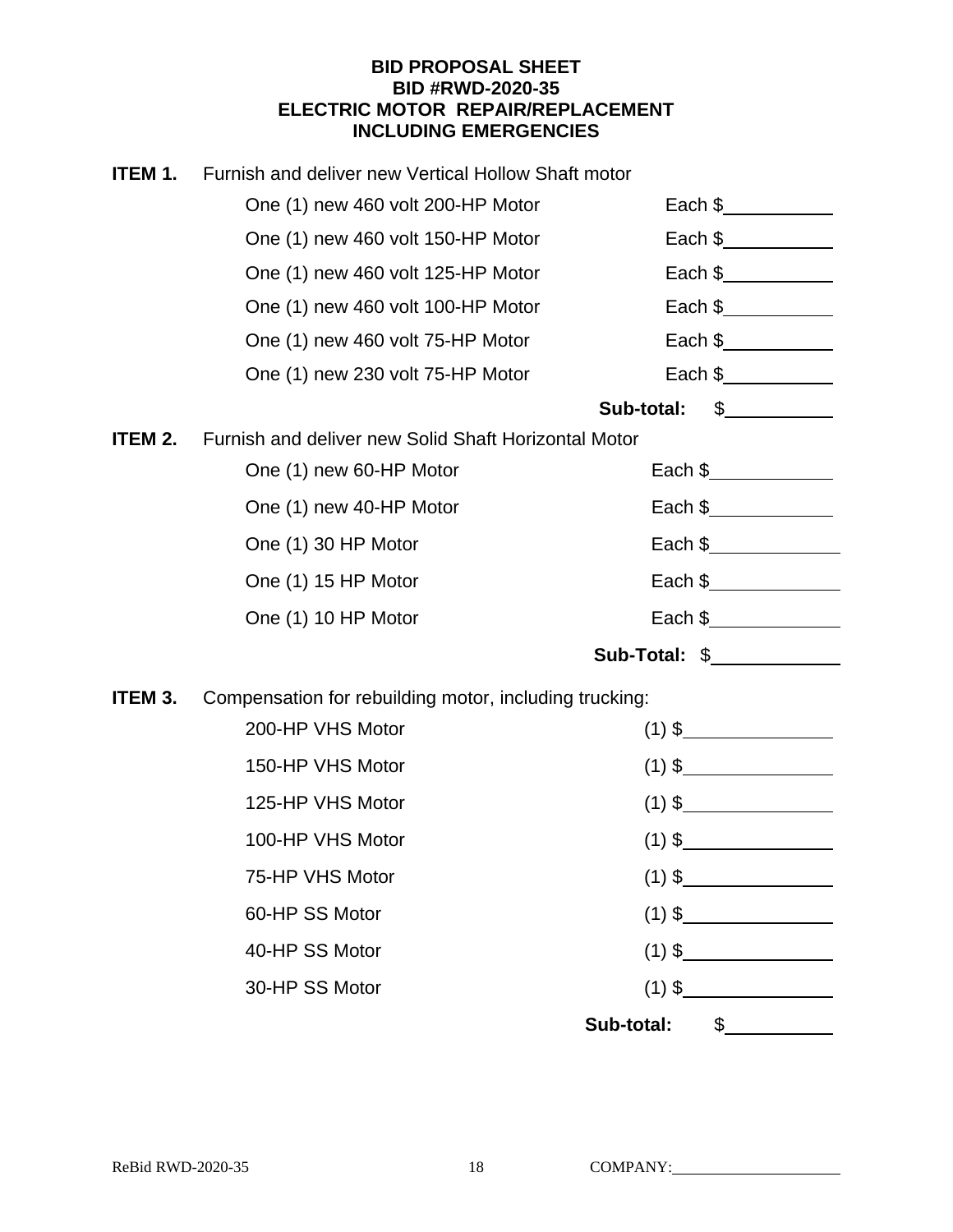**BID PROPOSAL SHEET**
**BID #RWD-2020-35**
**ELECTRIC MOTOR REPAIR/REPLACEMENT**
**INCLUDING EMERGENCIES**

**ITEM 1.** Furnish and deliver new Vertical Hollow Shaft motor

| | |
|---|---|
| One (1) new 460 volt 200-HP Motor | Each $\_\_\_\_\_\_\_\_\_\_ |
| One (1) new 460 volt 150-HP Motor | Each $\_\_\_\_\_\_\_\_\_\_ |
| One (1) new 460 volt 125-HP Motor | Each $\_\_\_\_\_\_\_\_\_\_ |
| One (1) new 460 volt 100-HP Motor | Each $\_\_\_\_\_\_\_\_\_\_ |
| One (1) new 460 volt 75-HP Motor | Each $\_\_\_\_\_\_\_\_\_\_ |
| One (1) new 230 volt 75-HP Motor | Each $\_\_\_\_\_\_\_\_\_\_ |
| | **Sub-total:** $\_\_\_\_\_\_\_\_\_\_ |

**ITEM 2.** Furnish and deliver new Solid Shaft Horizontal Motor

| | |
|---|---|
| One (1) new 60-HP Motor | Each $\_\_\_\_\_\_\_\_\_\_ |
| One (1) new 40-HP Motor | Each $\_\_\_\_\_\_\_\_\_\_ |
| One (1) 30 HP Motor | Each $\_\_\_\_\_\_\_\_\_\_ |
| One (1) 15 HP Motor | Each $\_\_\_\_\_\_\_\_\_\_ |
| One (1) 10 HP Motor | Each $\_\_\_\_\_\_\_\_\_\_ |
| | **Sub-Total:** $\_\_\_\_\_\_\_\_\_\_ |

**ITEM 3.** Compensation for rebuilding motor, including trucking:

| | |
|---|---|
| 200-HP VHS Motor | (1) $\_\_\_\_\_\_\_\_\_\_ |
| 150-HP VHS Motor | (1) $\_\_\_\_\_\_\_\_\_\_ |
| 125-HP VHS Motor | (1) $\_\_\_\_\_\_\_\_\_\_ |
| 100-HP VHS Motor | (1) $\_\_\_\_\_\_\_\_\_\_ |
| 75-HP VHS Motor | (1) $\_\_\_\_\_\_\_\_\_\_ |
| 60-HP SS Motor | (1) $\_\_\_\_\_\_\_\_\_\_ |
| 40-HP SS Motor | (1) $\_\_\_\_\_\_\_\_\_\_ |
| 30-HP SS Motor | (1) $\_\_\_\_\_\_\_\_\_\_ |
| | **Sub-total:** $\_\_\_\_\_\_\_\_\_\_ |

COMPANY:\_\_\_\_\_\_\_\_\_\_\_\_\_\_\_\_\_\_\_\_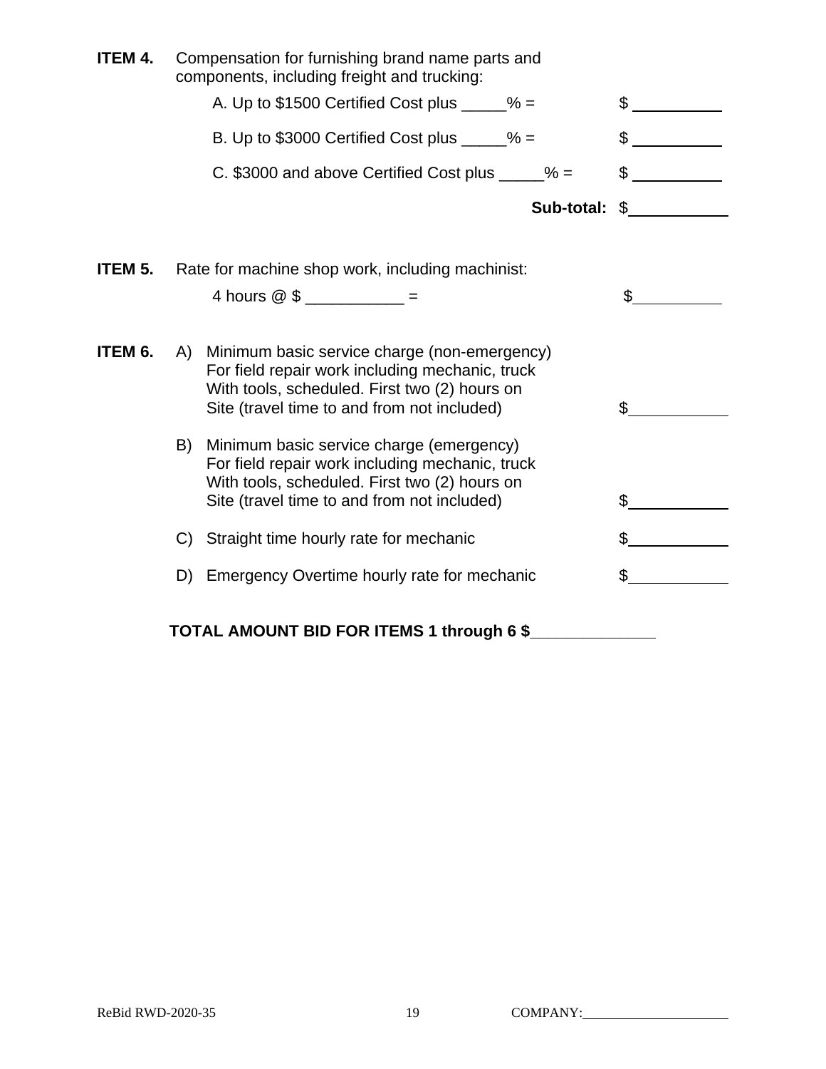**ITEM 4.** Compensation for furnishing brand name parts and components, including freight and trucking:

A. Up to $1500 Certified Cost plus _____% = $ __________

B. Up to $3000 Certified Cost plus _____% = $ __________

C. $3000 and above Certified Cost plus _____% = $ __________

**Sub-total:** $__________

**ITEM 5.** Rate for machine shop work, including machinist:

4 hours @ $ ___________ = $__________

**ITEM 6.**

A) Minimum basic service charge (non-emergency) For field repair work including mechanic, truck With tools, scheduled. First two (2) hours on Site (travel time to and from not included) $__________

B) Minimum basic service charge (emergency) For field repair work including mechanic, truck With tools, scheduled. First two (2) hours on Site (travel time to and from not included) $__________

C) Straight time hourly rate for mechanic $__________

D) Emergency Overtime hourly rate for mechanic $__________

**TOTAL AMOUNT BID FOR ITEMS 1 through 6 $______________**

ReBid RWD-2020-35 COMPANY:____________________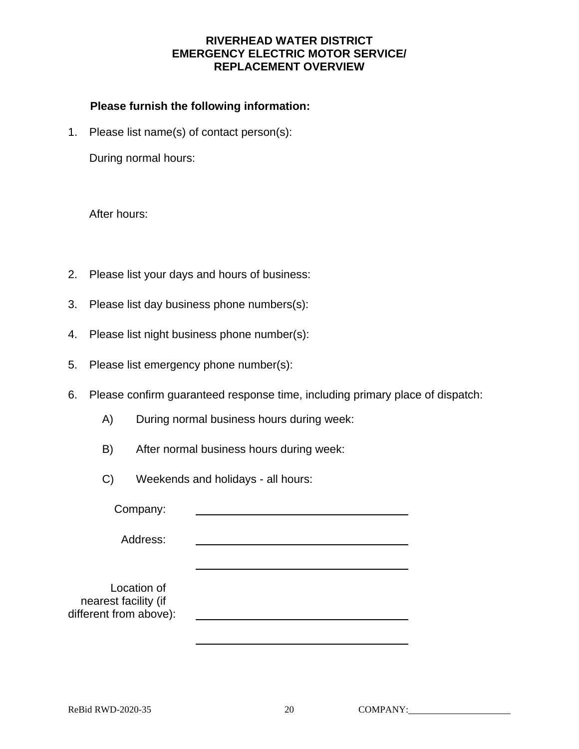# RIVERHEAD WATER DISTRICT EMERGENCY ELECTRIC MOTOR SERVICE/ REPLACEMENT OVERVIEW

**Please furnish the following information:**

1. Please list name(s) of contact person(s):

   During normal hours:

   After hours:

2. Please list your days and hours of business:

3. Please list day business phone numbers(s):

4. Please list night business phone number(s):

5. Please list emergency phone number(s):

6. Please confirm guaranteed response time, including primary place of dispatch:

   A) During normal business hours during week:

   B) After normal business hours during week:

   C) Weekends and holidays - all hours:

Company: \_\_\_\_\_\_\_\_\_\_\_\_\_\_\_\_\_\_\_\_\_\_\_\_\_\_\_\_\_\_\_\_\_\_\_\_

Address: \_\_\_\_\_\_\_\_\_\_\_\_\_\_\_\_\_\_\_\_\_\_\_\_\_\_\_\_\_\_\_\_\_\_\_\_

\_\_\_\_\_\_\_\_\_\_\_\_\_\_\_\_\_\_\_\_\_\_\_\_\_\_\_\_\_\_\_\_\_\_\_\_

Location of nearest facility (if different from above): \_\_\_\_\_\_\_\_\_\_\_\_\_\_\_\_\_\_\_\_\_\_\_\_\_\_\_\_\_\_\_\_\_\_\_\_

\_\_\_\_\_\_\_\_\_\_\_\_\_\_\_\_\_\_\_\_\_\_\_\_\_\_\_\_\_\_\_\_\_\_\_\_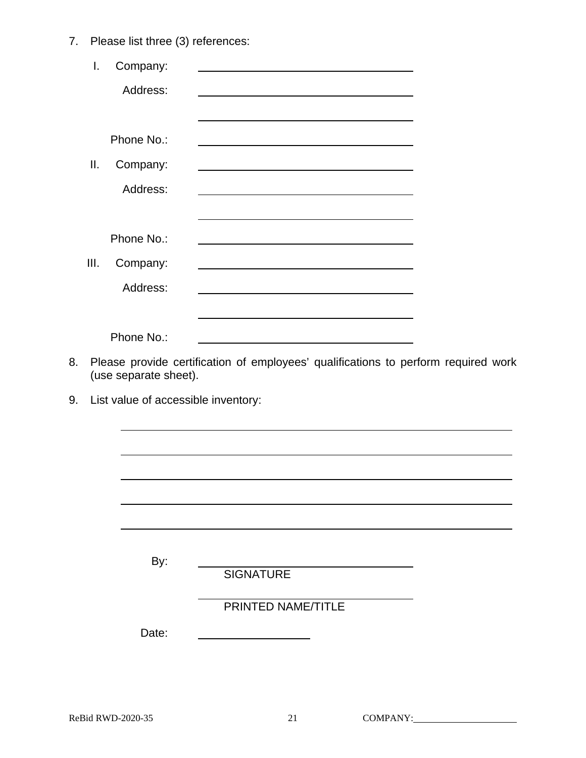7. Please list three (3) references:

   I. Company: ______________________________

      Address: ______________________________

      ______________________________

      Phone No.: ______________________________

   II. Company: ______________________________

      Address: ______________________________

      ______________________________

      Phone No.: ______________________________

   III. Company: ______________________________

      Address: ______________________________

      ______________________________

      Phone No.: ______________________________

8. Please provide certification of employees' qualifications to perform required work (use separate sheet).

9. List value of accessible inventory:

   ______________________________________________________________

   ______________________________________________________________

   ______________________________________________________________

   ______________________________________________________________

   ______________________________________________________________

By: ______________________________
SIGNATURE

______________________________
PRINTED NAME/TITLE

Date: ________________

ReBid RWD-2020-35 COMPANY: ____________________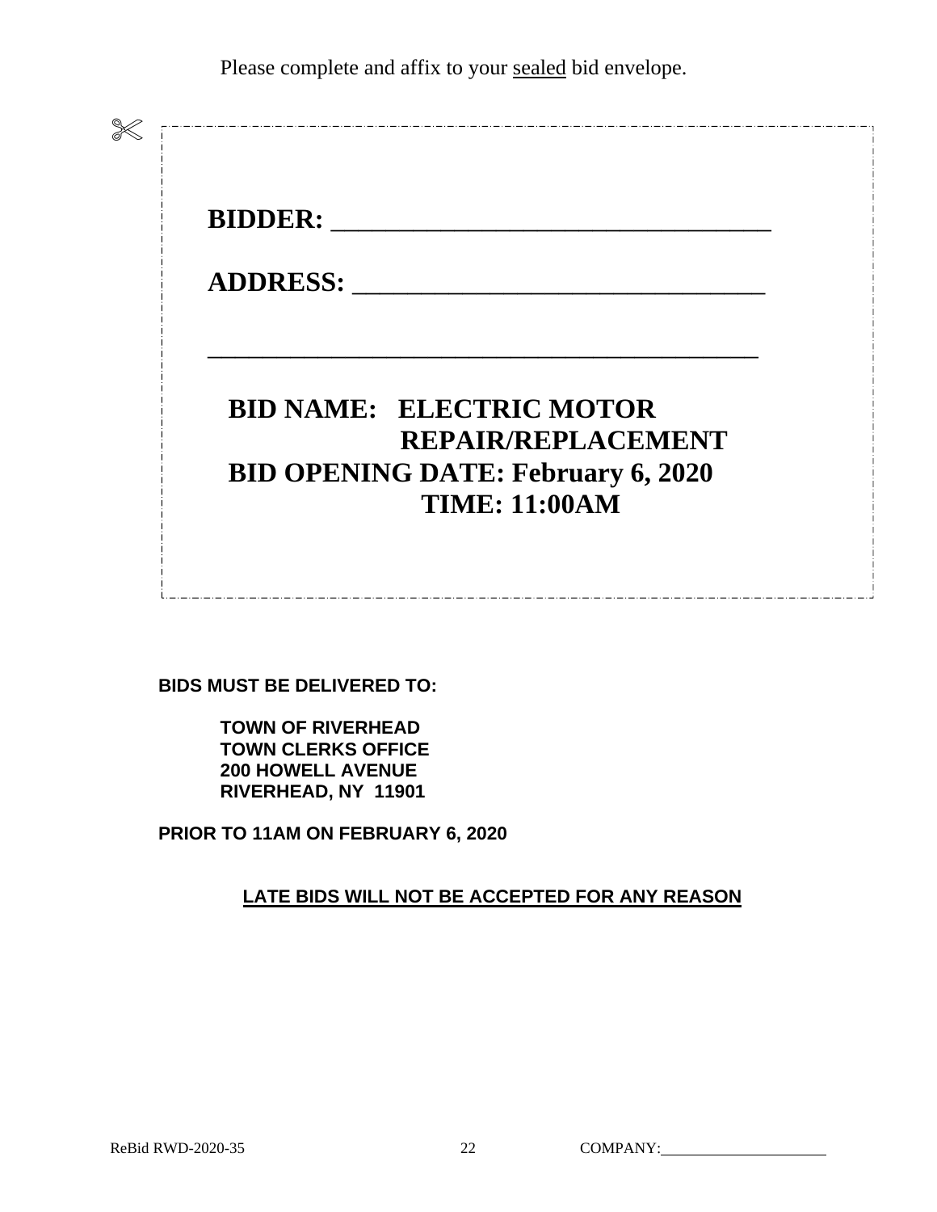Please complete and affix to your sealed bid envelope.

✂

**BIDDER:** ________________________________

**ADDRESS:** ______________________________

____________________________________________

**BID NAME: ELECTRIC MOTOR REPAIR/REPLACEMENT**

**BID OPENING DATE: February 6, 2020**

**TIME: 11:00AM**

**BIDS MUST BE DELIVERED TO:**

**TOWN OF RIVERHEAD**
**TOWN CLERKS OFFICE**
**200 HOWELL AVENUE**
**RIVERHEAD, NY 11901**

**PRIOR TO 11AM ON FEBRUARY 6, 2020**

**LATE BIDS WILL NOT BE ACCEPTED FOR ANY REASON**